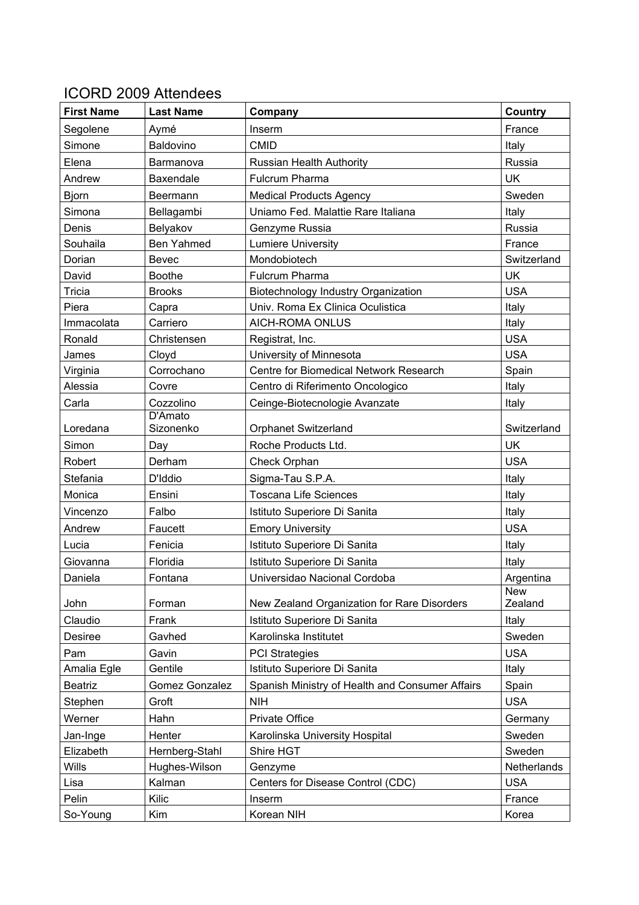# ICORD 2009 Attendees

| First Name | Last Name | Company | Country |
|---|---|---|---|
| Segolene | Aymé | Inserm | France |
| Simone | Baldovino | CMID | Italy |
| Elena | Barmanova | Russian Health Authority | Russia |
| Andrew | Baxendale | Fulcrum Pharma | UK |
| Bjorn | Beermann | Medical Products Agency | Sweden |
| Simona | Bellagambi | Uniamo Fed. Malattie Rare Italiana | Italy |
| Denis | Belyakov | Genzyme Russia | Russia |
| Souhaila | Ben Yahmed | Lumiere University | France |
| Dorian | Bevec | Mondobiotech | Switzerland |
| David | Boothe | Fulcrum Pharma | UK |
| Tricia | Brooks | Biotechnology Industry Organization | USA |
| Piera | Capra | Univ. Roma Ex Clinica Oculistica | Italy |
| Immacolata | Carriero | AICH-ROMA ONLUS | Italy |
| Ronald | Christensen | Registrat, Inc. | USA |
| James | Cloyd | University of Minnesota | USA |
| Virginia | Corrochano | Centre for Biomedical Network Research | Spain |
| Alessia | Covre | Centro di Riferimento Oncologico | Italy |
| Carla | Cozzolino | Ceinge-Biotecnologie Avanzate | Italy |
| Loredana | D'Amato Sizonenko | Orphanet Switzerland | Switzerland |
| Simon | Day | Roche Products Ltd. | UK |
| Robert | Derham | Check Orphan | USA |
| Stefania | D'Iddio | Sigma-Tau S.P.A. | Italy |
| Monica | Ensini | Toscana Life Sciences | Italy |
| Vincenzo | Falbo | Istituto Superiore Di Sanita | Italy |
| Andrew | Faucett | Emory University | USA |
| Lucia | Fenicia | Istituto Superiore Di Sanita | Italy |
| Giovanna | Floridia | Istituto Superiore Di Sanita | Italy |
| Daniela | Fontana | Universidao Nacional Cordoba | Argentina |
| John | Forman | New Zealand Organization for Rare Disorders | New Zealand |
| Claudio | Frank | Istituto Superiore Di Sanita | Italy |
| Desiree | Gavhed | Karolinska Institutet | Sweden |
| Pam | Gavin | PCI Strategies | USA |
| Amalia Egle | Gentile | Istituto Superiore Di Sanita | Italy |
| Beatriz | Gomez Gonzalez | Spanish Ministry of Health and Consumer Affairs | Spain |
| Stephen | Groft | NIH | USA |
| Werner | Hahn | Private Office | Germany |
| Jan-Inge | Henter | Karolinska University Hospital | Sweden |
| Elizabeth | Hernberg-Stahl | Shire HGT | Sweden |
| Wills | Hughes-Wilson | Genzyme | Netherlands |
| Lisa | Kalman | Centers for Disease Control (CDC) | USA |
| Pelin | Kilic | Inserm | France |
| So-Young | Kim | Korean NIH | Korea |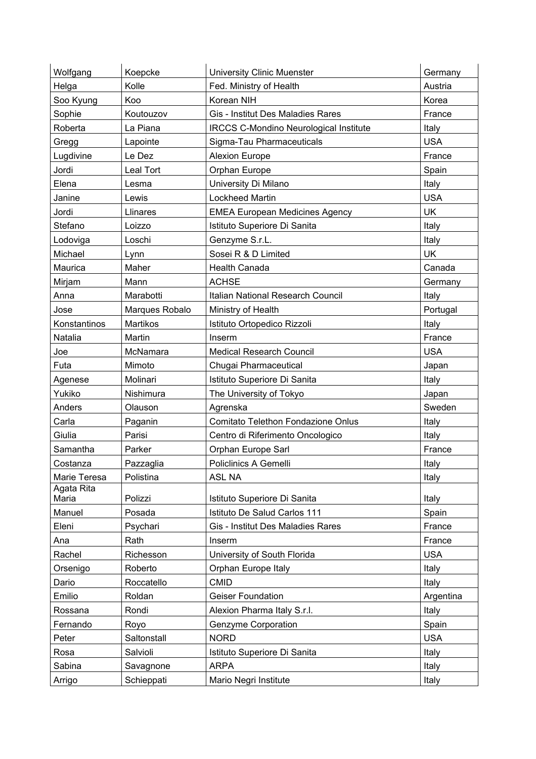| Wolfgang | Koepcke | University Clinic Muenster | Germany |
|---|---|---|---|
| Helga | Kolle | Fed. Ministry of Health | Austria |
| Soo Kyung | Koo | Korean NIH | Korea |
| Sophie | Koutouzov | Gis - Institut Des Maladies Rares | France |
| Roberta | La Piana | IRCCS C-Mondino Neurological Institute | Italy |
| Gregg | Lapointe | Sigma-Tau Pharmaceuticals | USA |
| Lugdivine | Le Dez | Alexion Europe | France |
| Jordi | Leal Tort | Orphan Europe | Spain |
| Elena | Lesma | University Di Milano | Italy |
| Janine | Lewis | Lockheed Martin | USA |
| Jordi | Llinares | EMEA European Medicines Agency | UK |
| Stefano | Loizzo | Istituto Superiore Di Sanita | Italy |
| Lodoviga | Loschi | Genzyme S.r.L. | Italy |
| Michael | Lynn | Sosei R & D Limited | UK |
| Maurica | Maher | Health Canada | Canada |
| Mirjam | Mann | ACHSE | Germany |
| Anna | Marabotti | Italian National Research Council | Italy |
| Jose | Marques Robalo | Ministry of Health | Portugal |
| Konstantinos | Martikos | Istituto Ortopedico Rizzoli | Italy |
| Natalia | Martin | Inserm | France |
| Joe | McNamara | Medical Research Council | USA |
| Futa | Mimoto | Chugai Pharmaceutical | Japan |
| Agenese | Molinari | Istituto Superiore Di Sanita | Italy |
| Yukiko | Nishimura | The University of Tokyo | Japan |
| Anders | Olauson | Agrenska | Sweden |
| Carla | Paganin | Comitato Telethon Fondazione Onlus | Italy |
| Giulia | Parisi | Centro di Riferimento Oncologico | Italy |
| Samantha | Parker | Orphan Europe Sarl | France |
| Costanza | Pazzaglia | Policlinics A Gemelli | Italy |
| Marie Teresa | Polistina | ASL NA | Italy |
| Agata Rita Maria | Polizzi | Istituto Superiore Di Sanita | Italy |
| Manuel | Posada | Istituto De Salud Carlos 111 | Spain |
| Eleni | Psychari | Gis - Institut Des Maladies Rares | France |
| Ana | Rath | Inserm | France |
| Rachel | Richesson | University of South Florida | USA |
| Orsenigo | Roberto | Orphan Europe Italy | Italy |
| Dario | Roccatello | CMID | Italy |
| Emilio | Roldan | Geiser Foundation | Argentina |
| Rossana | Rondi | Alexion Pharma Italy S.r.l. | Italy |
| Fernando | Royo | Genzyme Corporation | Spain |
| Peter | Saltonstall | NORD | USA |
| Rosa | Salvioli | Istituto Superiore Di Sanita | Italy |
| Sabina | Savagnone | ARPA | Italy |
| Arrigo | Schieppati | Mario Negri Institute | Italy |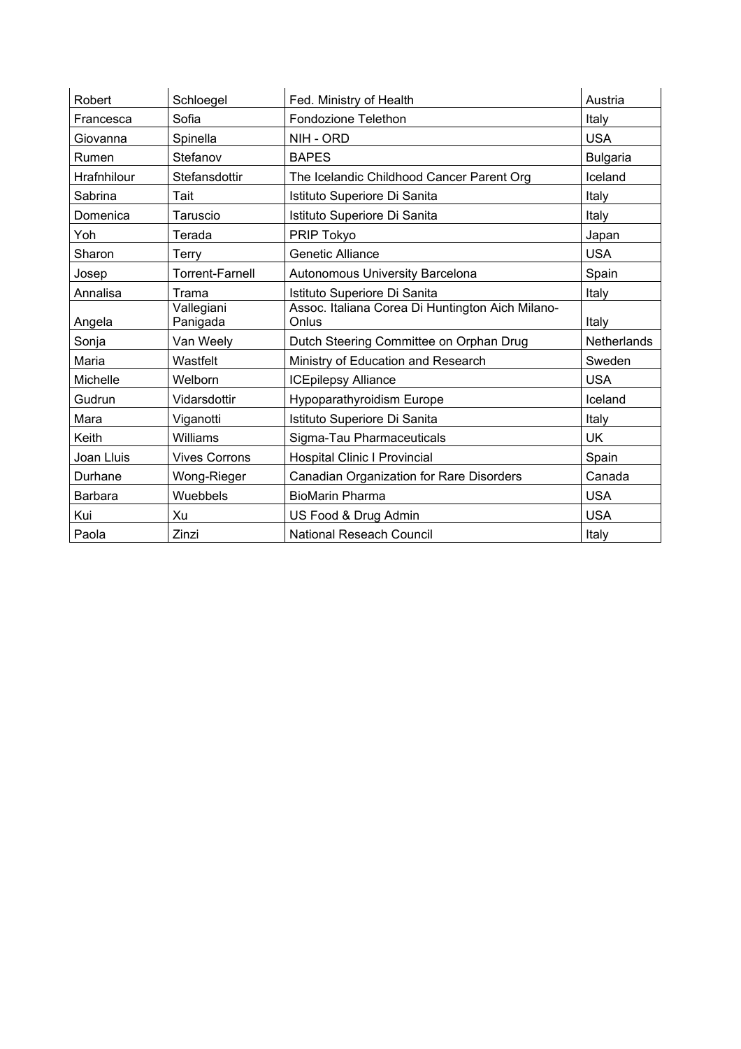| | | | |
|---|---|---|---|
| Robert | Schloegel | Fed. Ministry of Health | Austria |
| Francesca | Sofia | Fondozione Telethon | Italy |
| Giovanna | Spinella | NIH - ORD | USA |
| Rumen | Stefanov | BAPES | Bulgaria |
| Hrafnhilour | Stefansdottir | The Icelandic Childhood Cancer Parent Org | Iceland |
| Sabrina | Tait | Istituto Superiore Di Sanita | Italy |
| Domenica | Taruscio | Istituto Superiore Di Sanita | Italy |
| Yoh | Terada | PRIP Tokyo | Japan |
| Sharon | Terry | Genetic Alliance | USA |
| Josep | Torrent-Farnell | Autonomous University Barcelona | Spain |
| Annalisa | Trama | Istituto Superiore Di Sanita | Italy |
| Angela | Vallegiani Panigada | Assoc. Italiana Corea Di Huntington Aich Milano-Onlus | Italy |
| Sonja | Van Weely | Dutch Steering Committee on Orphan Drug | Netherlands |
| Maria | Wastfelt | Ministry of Education and Research | Sweden |
| Michelle | Welborn | ICEpilepsy Alliance | USA |
| Gudrun | Vidarsdottir | Hypoparathyroidism Europe | Iceland |
| Mara | Viganotti | Istituto Superiore Di Sanita | Italy |
| Keith | Williams | Sigma-Tau Pharmaceuticals | UK |
| Joan Lluis | Vives Corrons | Hospital Clinic I Provincial | Spain |
| Durhane | Wong-Rieger | Canadian Organization for Rare Disorders | Canada |
| Barbara | Wuebbels | BioMarin Pharma | USA |
| Kui | Xu | US Food & Drug Admin | USA |
| Paola | Zinzi | National Reseach Council | Italy |